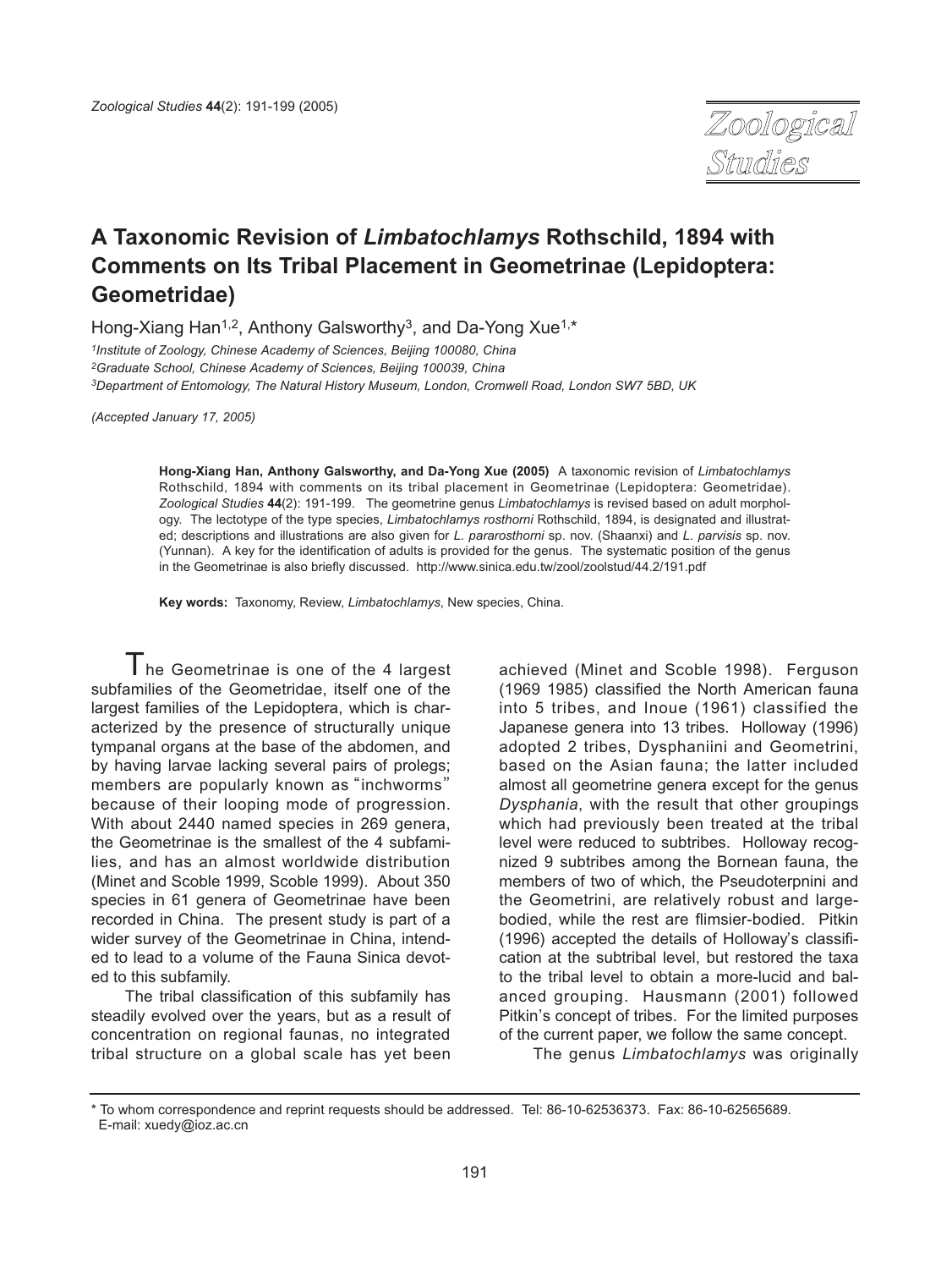# A Taxonomic Revision of *Limbatochlamys* Rothschild, 1894 with Comments on Its Tribal Placement in Geometrinae (Lepidoptera: Geometridae)

Hong-Xiang Han[1,2], Anthony Galsworthy[3], and Da-Yong Xue[1,*]

[1]*Institute of Zoology, Chinese Academy of Sciences, Beijing 100080, China*
[2]*Graduate School, Chinese Academy of Sciences, Beijing 100039, China*
[3]*Department of Entomology, The Natural History Museum, London, Cromwell Road, London SW7 5BD, UK*

*(Accepted January 17, 2005)*

**Hong-Xiang Han, Anthony Galsworthy, and Da-Yong Xue (2005)** A taxonomic revision of *Limbatochlamys* Rothschild, 1894 with comments on its tribal placement in Geometrinae (Lepidoptera: Geometridae). *Zoological Studies* **44**(2): 191-199. The geometrine genus *Limbatochlamys* is revised based on adult morphology. The lectotype of the type species, *Limbatochlamys rosthorni* Rothschild, 1894, is designated and illustrated; descriptions and illustrations are also given for *L. pararosthorni* sp. nov. (Shaanxi) and *L. parvisis* sp. nov. (Yunnan). A key for the identification of adults is provided for the genus. The systematic position of the genus in the Geometrinae is also briefly discussed. http://www.sinica.edu.tw/zool/zoolstud/44.2/191.pdf

**Key words:** Taxonomy, Review, *Limbatochlamys*, New species, China.

The Geometrinae is one of the 4 largest subfamilies of the Geometridae, itself one of the largest families of the Lepidoptera, which is characterized by the presence of structurally unique tympanal organs at the base of the abdomen, and by having larvae lacking several pairs of prolegs; members are popularly known as "inchworms" because of their looping mode of progression. With about 2440 named species in 269 genera, the Geometrinae is the smallest of the 4 subfamilies, and has an almost worldwide distribution (Minet and Scoble 1999, Scoble 1999). About 350 species in 61 genera of Geometrinae have been recorded in China. The present study is part of a wider survey of the Geometrinae in China, intended to lead to a volume of the Fauna Sinica devoted to this subfamily.

The tribal classification of this subfamily has steadily evolved over the years, but as a result of concentration on regional faunas, no integrated tribal structure on a global scale has yet been achieved (Minet and Scoble 1998). Ferguson (1969 1985) classified the North American fauna into 5 tribes, and Inoue (1961) classified the Japanese genera into 13 tribes. Holloway (1996) adopted 2 tribes, Dysphaniini and Geometrini, based on the Asian fauna; the latter included almost all geometrine genera except for the genus *Dysphania*, with the result that other groupings which had previously been treated at the tribal level were reduced to subtribes. Holloway recognized 9 subtribes among the Bornean fauna, the members of two of which, the Pseudoterpnini and the Geometrini, are relatively robust and large-bodied, while the rest are flimsier-bodied. Pitkin (1996) accepted the details of Holloway's classification at the subtribal level, but restored the taxa to the tribal level to obtain a more-lucid and balanced grouping. Hausmann (2001) followed Pitkin's concept of tribes. For the limited purposes of the current paper, we follow the same concept.

The genus *Limbatochlamys* was originally

---

\* To whom correspondence and reprint requests should be addressed. Tel: 86-10-62536373. Fax: 86-10-62565689. E-mail: xuedy@ioz.ac.cn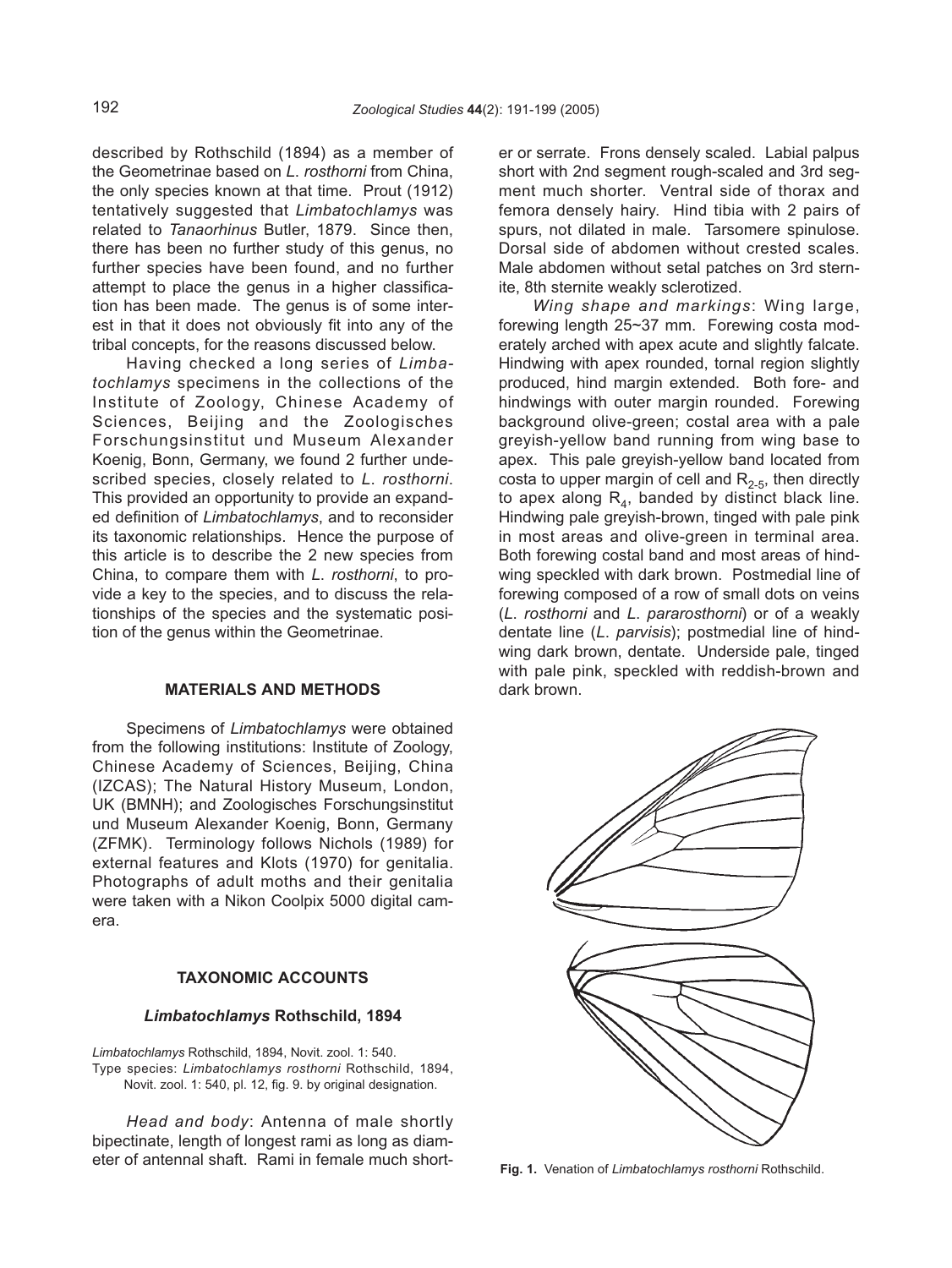described by Rothschild (1894) as a member of the Geometrinae based on *L. rosthorni* from China, the only species known at that time. Prout (1912) tentatively suggested that *Limbatochlamys* was related to *Tanaorhinus* Butler, 1879. Since then, there has been no further study of this genus, no further species have been found, and no further attempt to place the genus in a higher classification has been made. The genus is of some interest in that it does not obviously fit into any of the tribal concepts, for the reasons discussed below.

Having checked a long series of *Limbatochlamys* specimens in the collections of the Institute of Zoology, Chinese Academy of Sciences, Beijing and the Zoologisches Forschungsinstitut und Museum Alexander Koenig, Bonn, Germany, we found 2 further undescribed species, closely related to *L. rosthorni*. This provided an opportunity to provide an expanded definition of *Limbatochlamys*, and to reconsider its taxonomic relationships. Hence the purpose of this article is to describe the 2 new species from China, to compare them with *L. rosthorni*, to provide a key to the species, and to discuss the relationships of the species and the systematic position of the genus within the Geometrinae.

## MATERIALS AND METHODS

Specimens of *Limbatochlamys* were obtained from the following institutions: Institute of Zoology, Chinese Academy of Sciences, Beijing, China (IZCAS); The Natural History Museum, London, UK (BMNH); and Zoologisches Forschungsinstitut und Museum Alexander Koenig, Bonn, Germany (ZFMK). Terminology follows Nichols (1989) for external features and Klots (1970) for genitalia. Photographs of adult moths and their genitalia were taken with a Nikon Coolpix 5000 digital camera.

## TAXONOMIC ACCOUNTS

### *Limbatochlamys* Rothschild, 1894

*Limbatochlamys* Rothschild, 1894, Novit. zool. 1: 540.
Type species: *Limbatochlamys rosthorni* Rothschild, 1894, Novit. zool. 1: 540, pl. 12, fig. 9. by original designation.

*Head and body*: Antenna of male shortly bipectinate, length of longest rami as long as diameter of antennal shaft. Rami in female much shorter or serrate. Frons densely scaled. Labial palpus short with 2nd segment rough-scaled and 3rd segment much shorter. Ventral side of thorax and femora densely hairy. Hind tibia with 2 pairs of spurs, not dilated in male. Tarsomere spinulose. Dorsal side of abdomen without crested scales. Male abdomen without setal patches on 3rd sternite, 8th sternite weakly sclerotized.

*Wing shape and markings*: Wing large, forewing length 25~37 mm. Forewing costa moderately arched with apex acute and slightly falcate. Hindwing with apex rounded, tornal region slightly produced, hind margin extended. Both fore- and hindwings with outer margin rounded. Forewing background olive-green; costal area with a pale greyish-yellow band running from wing base to apex. This pale greyish-yellow band located from costa to upper margin of cell and $R_{2\text{-}5}$, then directly to apex along $R_4$, banded by distinct black line. Hindwing pale greyish-brown, tinged with pale pink in most areas and olive-green in terminal area. Both forewing costal band and most areas of hindwing speckled with dark brown. Postmedial line of forewing composed of a row of small dots on veins (*L. rosthorni* and *L. pararosthorni*) or of a weakly dentate line (*L. parvisis*); postmedial line of hindwing dark brown, dentate. Underside pale, tinged with pale pink, speckled with reddish-brown and dark brown.

**Fig. 1.** Venation of *Limbatochlamys rosthorni* Rothschild.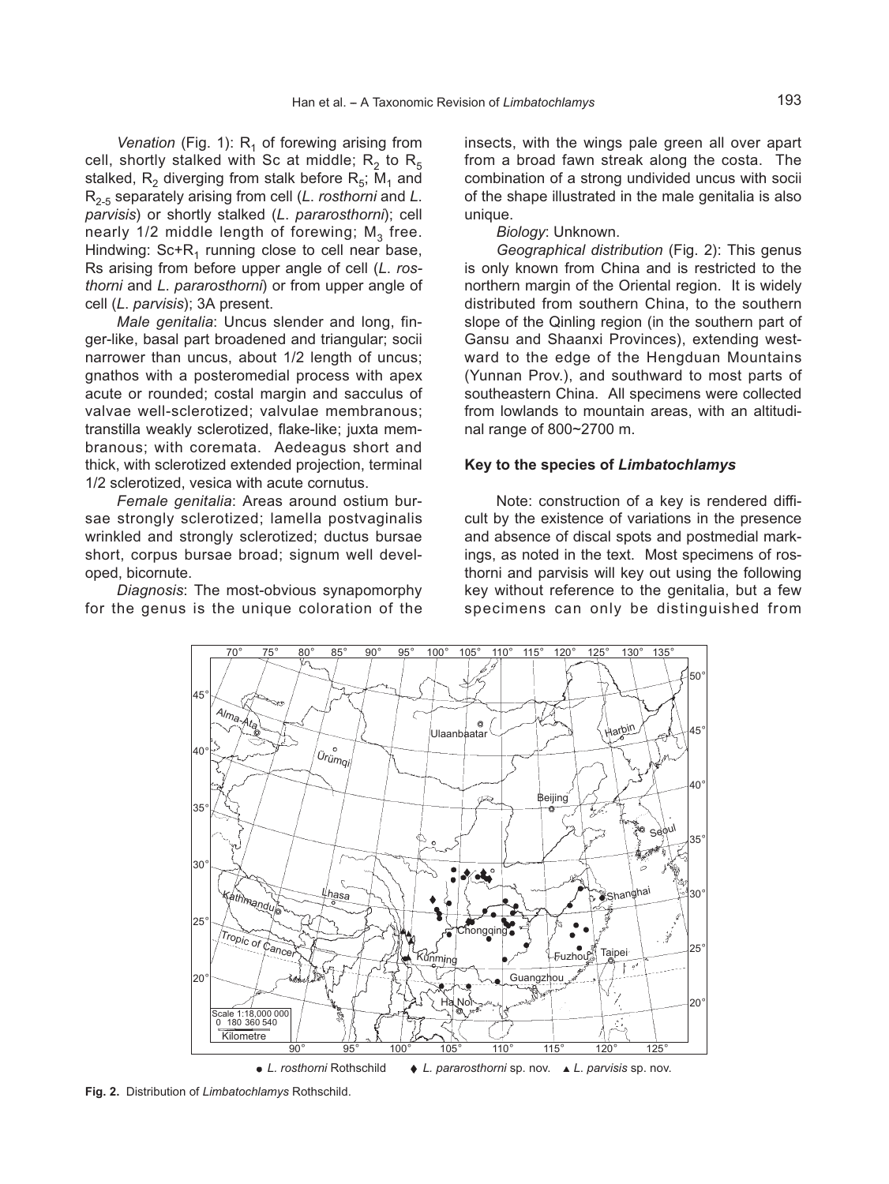*Venation* (Fig. 1): $R_1$ of forewing arising from cell, shortly stalked with Sc at middle; $R_2$ to $R_5$ stalked, $R_2$ diverging from stalk before $R_5$; $M_1$ and $R_{2\text{-}5}$ separately arising from cell (*L. rosthorni* and *L. parvisis*) or shortly stalked (*L. pararosthorni*); cell nearly 1/2 middle length of forewing; $M_3$ free. Hindwing: Sc+$R_1$ running close to cell near base, Rs arising from before upper angle of cell (*L. rosthorni* and *L. pararosthorni*) or from upper angle of cell (*L. parvisis*); 3A present.

*Male genitalia*: Uncus slender and long, finger-like, basal part broadened and triangular; socii narrower than uncus, about 1/2 length of uncus; gnathos with a posteromedial process with apex acute or rounded; costal margin and sacculus of valvae well-sclerotized; valvulae membranous; transtilla weakly sclerotized, flake-like; juxta membranous; with coremata. Aedeagus short and thick, with sclerotized extended projection, terminal 1/2 sclerotized, vesica with acute cornutus.

*Female genitalia*: Areas around ostium bursae strongly sclerotized; lamella postvaginalis wrinkled and strongly sclerotized; ductus bursae short, corpus bursae broad; signum well developed, bicornute.

*Diagnosis*: The most-obvious synapomorphy for the genus is the unique coloration of the insects, with the wings pale green all over apart from a broad fawn streak along the costa. The combination of a strong undivided uncus with socii of the shape illustrated in the male genitalia is also unique.

*Biology*: Unknown.

*Geographical distribution* (Fig. 2): This genus is only known from China and is restricted to the northern margin of the Oriental region. It is widely distributed from southern China, to the southern slope of the Qinling region (in the southern part of Gansu and Shaanxi Provinces), extending westward to the edge of the Hengduan Mountains (Yunnan Prov.), and southward to most parts of southeastern China. All specimens were collected from lowlands to mountain areas, with an altitudinal range of 800~2700 m.

### Key to the species of *Limbatochlamys*

Note: construction of a key is rendered difficult by the existence of variations in the presence and absence of discal spots and postmedial markings, as noted in the text. Most specimens of rosthorni and parvisis will key out using the following key without reference to the genitalia, but a few specimens can only be distinguished from

● *L. rosthorni* Rothschild ◆ *L. pararosthorni* sp. nov. ▲ *L. parvisis* sp. nov.

**Fig. 2.** Distribution of *Limbatochlamys* Rothschild.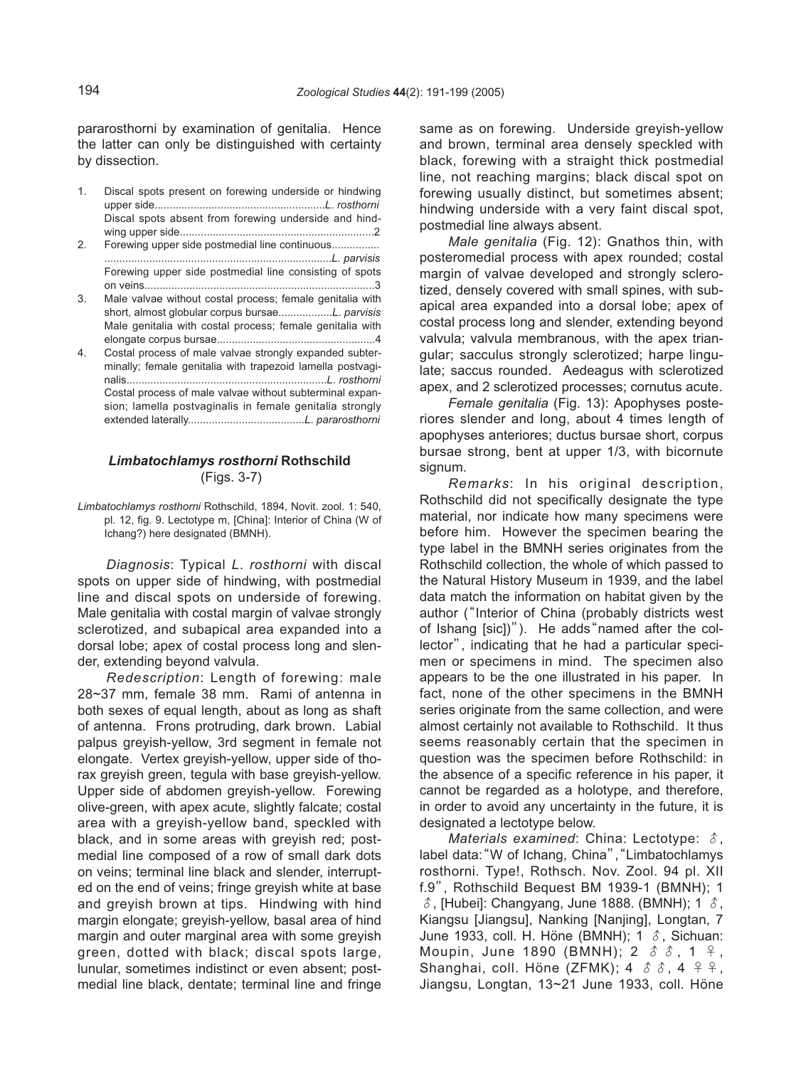pararosthorni by examination of genitalia. Hence the latter can only be distinguished with certainty by dissection.

1. Discal spots present on forewing underside or hindwing upper side........................................................*L. rosthorni*
   Discal spots absent from forewing underside and hindwing upper side.................................................................2
2. Forewing upper side postmedial line continuous................ ...........................................................................*L. parvisis*
   Forewing upper side postmedial line consisting of spots on veins..............................................................................3
3. Male valvae without costal process; female genitalia with short, almost globular corpus bursae..................*L. parvisis*
   Male genitalia with costal process; female genitalia with elongate corpus bursae.....................................................4
4. Costal process of male valvae strongly expanded subterminally; female genitalia with trapezoid lamella postvaginalis...................................................................*L. rosthorni*
   Costal process of male valvae without subterminal expansion; lamella postvaginalis in female genitalia strongly extended laterally.......................................*L. pararosthorni*

### *Limbatochlamys rosthorni* Rothschild
(Figs. 3-7)

*Limbatochlamys rosthorni* Rothschild, 1894, Novit. zool. 1: 540, pl. 12, fig. 9. Lectotype m, [China]: Interior of China (W of Ichang?) here designated (BMNH).

*Diagnosis*: Typical *L. rosthorni* with discal spots on upper side of hindwing, with postmedial line and discal spots on underside of forewing. Male genitalia with costal margin of valvae strongly sclerotized, and subapical area expanded into a dorsal lobe; apex of costal process long and slender, extending beyond valvula.

*Redescription*: Length of forewing: male 28~37 mm, female 38 mm. Rami of antenna in both sexes of equal length, about as long as shaft of antenna. Frons protruding, dark brown. Labial palpus greyish-yellow, 3rd segment in female not elongate. Vertex greyish-yellow, upper side of thorax greyish green, tegula with base greyish-yellow. Upper side of abdomen greyish-yellow. Forewing olive-green, with apex acute, slightly falcate; costal area with a greyish-yellow band, speckled with black, and in some areas with greyish red; postmedial line composed of a row of small dark dots on veins; terminal line black and slender, interrupted on the end of veins; fringe greyish white at base and greyish brown at tips. Hindwing with hind margin elongate; greyish-yellow, basal area of hind margin and outer marginal area with some greyish green, dotted with black; discal spots large, lunular, sometimes indistinct or even absent; postmedial line black, dentate; terminal line and fringe same as on forewing. Underside greyish-yellow and brown, terminal area densely speckled with black, forewing with a straight thick postmedial line, not reaching margins; black discal spot on forewing usually distinct, but sometimes absent; hindwing underside with a very faint discal spot, postmedial line always absent.

*Male genitalia* (Fig. 12): Gnathos thin, with posteromedial process with apex rounded; costal margin of valvae developed and strongly sclerotized, densely covered with small spines, with subapical area expanded into a dorsal lobe; apex of costal process long and slender, extending beyond valvula; valvula membranous, with the apex triangular; sacculus strongly sclerotized; harpe lingulate; saccus rounded. Aedeagus with sclerotized apex, and 2 sclerotized processes; cornutus acute.

*Female genitalia* (Fig. 13): Apophyses posteriores slender and long, about 4 times length of apophyses anteriores; ductus bursae short, corpus bursae strong, bent at upper 1/3, with bicornute signum.

*Remarks*: In his original description, Rothschild did not specifically designate the type material, nor indicate how many specimens were before him. However the specimen bearing the type label in the BMNH series originates from the Rothschild collection, the whole of which passed to the Natural History Museum in 1939, and the label data match the information on habitat given by the author ("Interior of China (probably districts west of Ishang [sic])"). He adds "named after the collector", indicating that he had a particular specimen or specimens in mind. The specimen also appears to be the one illustrated in his paper. In fact, none of the other specimens in the BMNH series originate from the same collection, and were almost certainly not available to Rothschild. It thus seems reasonably certain that the specimen in question was the specimen before Rothschild: in the absence of a specific reference in his paper, it cannot be regarded as a holotype, and therefore, in order to avoid any uncertainty in the future, it is designated a lectotype below.

*Materials examined*: China: Lectotype: ♂, label data: "W of Ichang, China", "Limbatochlamys rosthorni. Type!, Rothsch. Nov. Zool. 94 pl. XII f.9", Rothschild Bequest BM 1939-1 (BMNH); 1 ♂, [Hubei]: Changyang, June 1888. (BMNH); 1 ♂, Kiangsu [Jiangsu], Nanking [Nanjing], Longtan, 7 June 1933, coll. H. Höne (BMNH); 1 ♂, Sichuan: Moupin, June 1890 (BMNH); 2 ♂♂, 1 ♀, Shanghai, coll. Höne (ZFMK); 4 ♂♂, 4 ♀♀, Jiangsu, Longtan, 13~21 June 1933, coll. Höne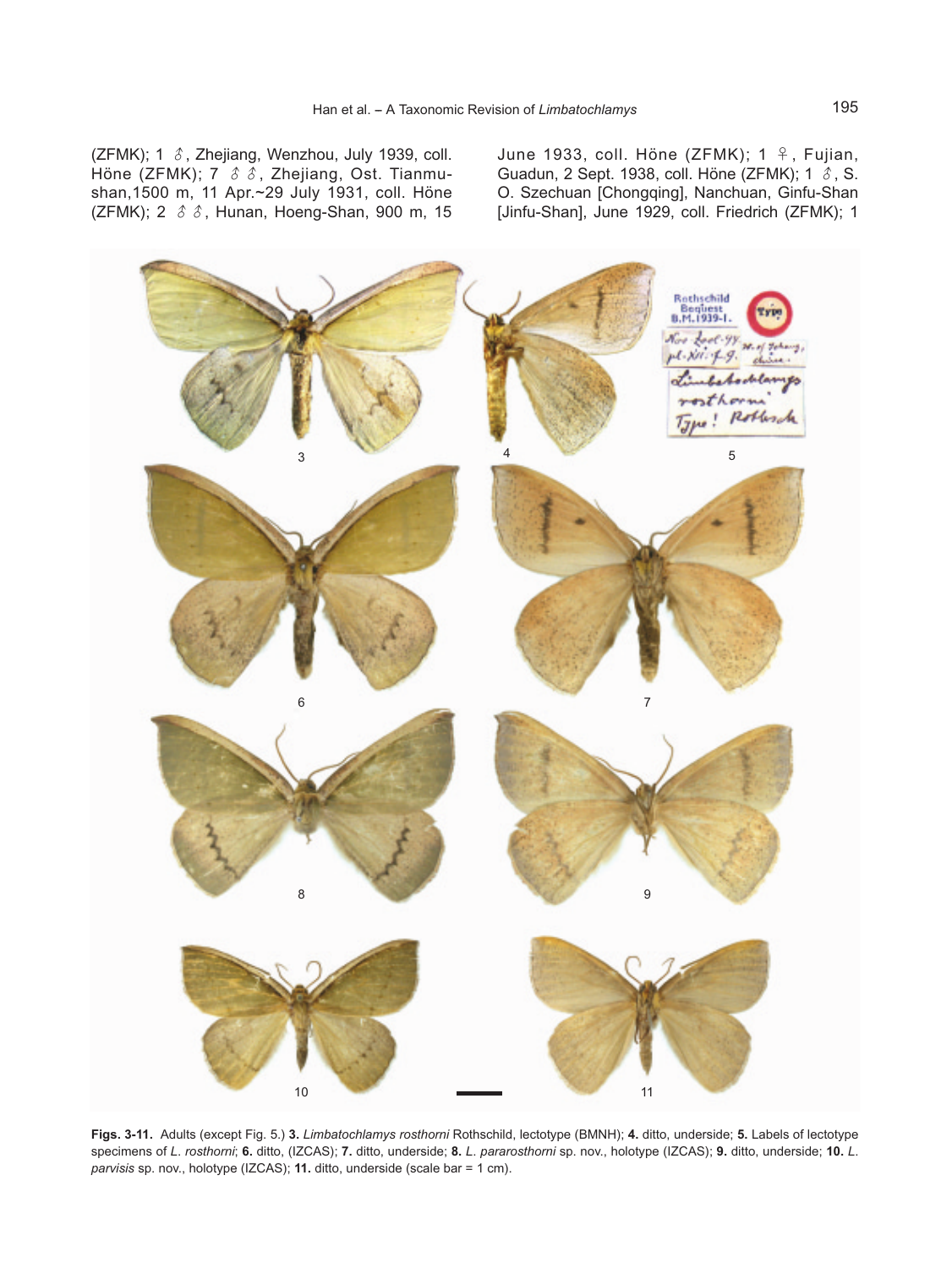(ZFMK); 1 ♂, Zhejiang, Wenzhou, July 1939, coll. Höne (ZFMK); 7 ♂♂, Zhejiang, Ost. Tianmu-shan,1500 m, 11 Apr.~29 July 1931, coll. Höne (ZFMK); 2 ♂♂, Hunan, Hoeng-Shan, 900 m, 15 June 1933, coll. Höne (ZFMK); 1 ♀, Fujian, Guadun, 2 Sept. 1938, coll. Höne (ZFMK); 1 ♂, S. O. Szechuan [Chongqing], Nanchuan, Ginfu-Shan [Jinfu-Shan], June 1929, coll. Friedrich (ZFMK); 1

**Figs. 3-11.** Adults (except Fig. 5.) **3.** *Limbatochlamys rosthorni* Rothschild, lectotype (BMNH); **4.** ditto, underside; **5.** Labels of lectotype specimens of *L. rosthorni*; **6.** ditto, (IZCAS); **7.** ditto, underside; **8.** *L. pararosthorni* sp. nov., holotype (IZCAS); **9.** ditto, underside; **10.** *L. parvisis* sp. nov., holotype (IZCAS); **11.** ditto, underside (scale bar = 1 cm).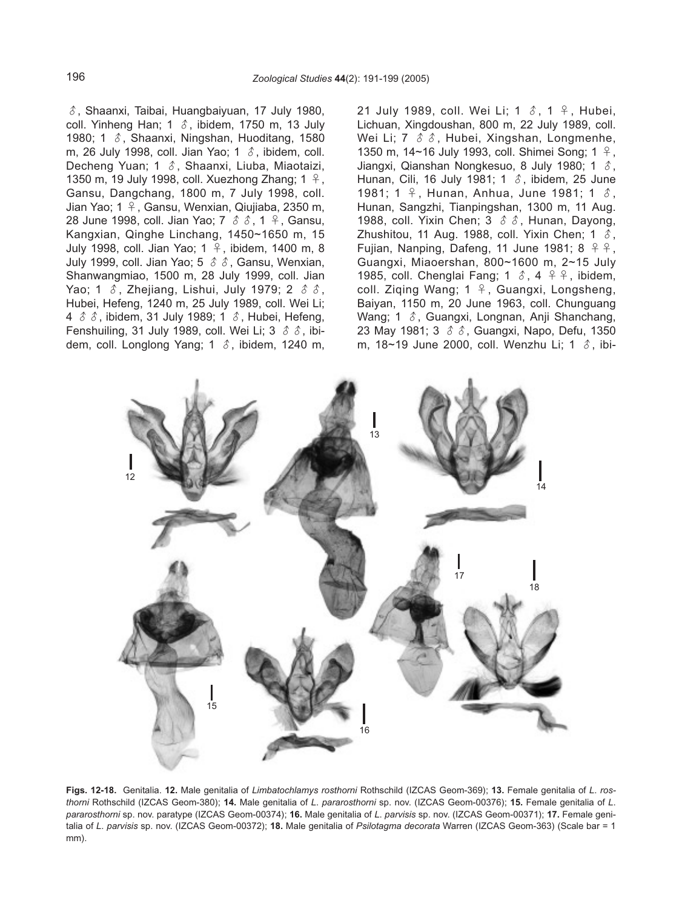♂, Shaanxi, Taibai, Huangbaiyuan, 17 July 1980, coll. Yinheng Han; 1 ♂, ibidem, 1750 m, 13 July 1980; 1 ♂, Shaanxi, Ningshan, Huoditang, 1580 m, 26 July 1998, coll. Jian Yao; 1 ♂, ibidem, coll. Decheng Yuan; 1 ♂, Shaanxi, Liuba, Miaotaizi, 1350 m, 19 July 1998, coll. Xuezhong Zhang; 1 ♀, Gansu, Dangchang, 1800 m, 7 July 1998, coll. Jian Yao; 1 ♀, Gansu, Wenxian, Qiujiaba, 2350 m, 28 June 1998, coll. Jian Yao; 7 ♂♂, 1 ♀, Gansu, Kangxian, Qinghe Linchang, 1450~1650 m, 15 July 1998, coll. Jian Yao; 1 ♀, ibidem, 1400 m, 8 July 1999, coll. Jian Yao; 5 ♂♂, Gansu, Wenxian, Shanwangmiao, 1500 m, 28 July 1999, coll. Jian Yao; 1 ♂, Zhejiang, Lishui, July 1979; 2 ♂♂, Hubei, Hefeng, 1240 m, 25 July 1989, coll. Wei Li; 4 ♂♂, ibidem, 31 July 1989; 1 ♂, Hubei, Hefeng, Fenshuiling, 31 July 1989, coll. Wei Li; 3 ♂♂, ibidem, coll. Longlong Yang; 1 ♂, ibidem, 1240 m, 21 July 1989, coll. Wei Li; 1 ♂, 1 ♀, Hubei, Lichuan, Xingdoushan, 800 m, 22 July 1989, coll. Wei Li; 7 ♂♂, Hubei, Xingshan, Longmenhe, 1350 m, 14~16 July 1993, coll. Shimei Song; 1 ♀, Jiangxi, Qianshan Nongkesuo, 8 July 1980; 1 ♂, Hunan, Cili, 16 July 1981; 1 ♂, ibidem, 25 June 1981; 1 ♀, Hunan, Anhua, June 1981; 1 ♂, Hunan, Sangzhi, Tianpingshan, 1300 m, 11 Aug. 1988, coll. Yixin Chen; 3 ♂♂, Hunan, Dayong, Zhushitou, 11 Aug. 1988, coll. Yixin Chen; 1 ♂, Fujian, Nanping, Dafeng, 11 June 1981; 8 ♀♀, Guangxi, Miaoershan, 800~1600 m, 2~15 July 1985, coll. Chenglai Fang; 1 ♂, 4 ♀♀, ibidem, coll. Ziqing Wang; 1 ♀, Guangxi, Longsheng, Baiyan, 1150 m, 20 June 1963, coll. Chunguang Wang; 1 ♂, Guangxi, Longnan, Anji Shanchang, 23 May 1981; 3 ♂♂, Guangxi, Napo, Defu, 1350 m, 18~19 June 2000, coll. Wenzhu Li; 1 ♂, ibi-

**Figs. 12-18.** Genitalia. **12.** Male genitalia of *Limbatochlamys rosthorni* Rothschild (IZCAS Geom-369); **13.** Female genitalia of *L. rosthorni* Rothschild (IZCAS Geom-380); **14.** Male genitalia of *L. pararosthorni* sp. nov. (IZCAS Geom-00376); **15.** Female genitalia of *L. pararosthorni* sp. nov. paratype (IZCAS Geom-00374); **16.** Male genitalia of *L. parvisis* sp. nov. (IZCAS Geom-00371); **17.** Female genitalia of *L. parvisis* sp. nov. (IZCAS Geom-00372); **18.** Male genitalia of *Psilotagma decorata* Warren (IZCAS Geom-363) (Scale bar = 1 mm).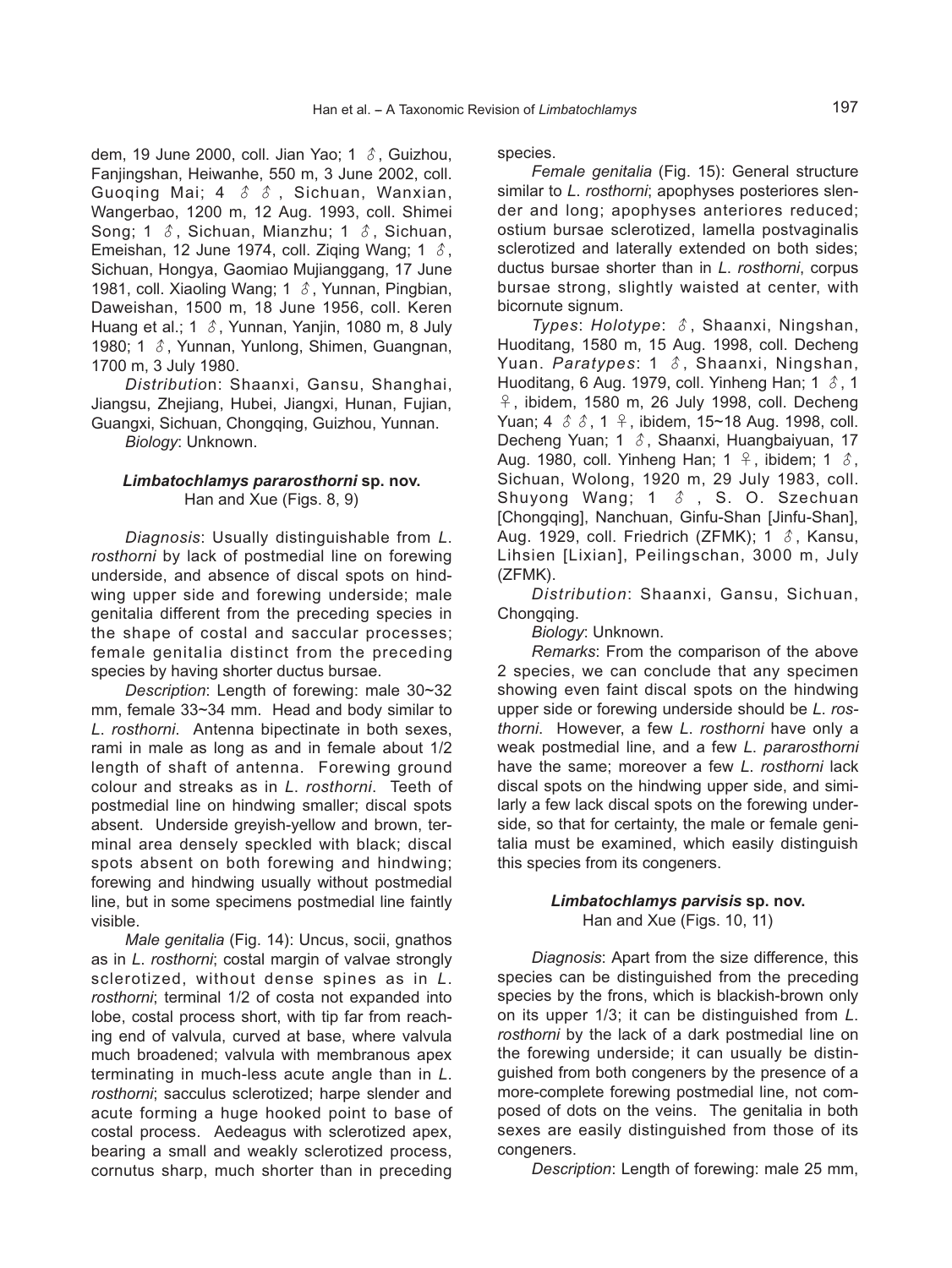dem, 19 June 2000, coll. Jian Yao; 1 ♂, Guizhou, Fanjingshan, Heiwanhe, 550 m, 3 June 2002, coll. Guoqing Mai; 4 ♂♂, Sichuan, Wanxian, Wangerbao, 1200 m, 12 Aug. 1993, coll. Shimei Song; 1 ♂, Sichuan, Mianzhu; 1 ♂, Sichuan, Emeishan, 12 June 1974, coll. Ziqing Wang; 1 ♂, Sichuan, Hongya, Gaomiao Mujianggang, 17 June 1981, coll. Xiaoling Wang; 1 ♂, Yunnan, Pingbian, Daweishan, 1500 m, 18 June 1956, coll. Keren Huang et al.; 1 ♂, Yunnan, Yanjin, 1080 m, 8 July 1980; 1 ♂, Yunnan, Yunlong, Shimen, Guangnan, 1700 m, 3 July 1980.

*Distribution*: Shaanxi, Gansu, Shanghai, Jiangsu, Zhejiang, Hubei, Jiangxi, Hunan, Fujian, Guangxi, Sichuan, Chongqing, Guizhou, Yunnan.

*Biology*: Unknown.

### *Limbatochlamys pararosthorni* sp. nov.

Han and Xue (Figs. 8, 9)

*Diagnosis*: Usually distinguishable from *L. rosthorni* by lack of postmedial line on forewing underside, and absence of discal spots on hindwing upper side and forewing underside; male genitalia different from the preceding species in the shape of costal and saccular processes; female genitalia distinct from the preceding species by having shorter ductus bursae.

*Description*: Length of forewing: male 30~32 mm, female 33~34 mm. Head and body similar to *L. rosthorni*. Antenna bipectinate in both sexes, rami in male as long as and in female about 1/2 length of shaft of antenna. Forewing ground colour and streaks as in *L. rosthorni*. Teeth of postmedial line on hindwing smaller; discal spots absent. Underside greyish-yellow and brown, terminal area densely speckled with black; discal spots absent on both forewing and hindwing; forewing and hindwing usually without postmedial line, but in some specimens postmedial line faintly visible.

*Male genitalia* (Fig. 14): Uncus, socii, gnathos as in *L. rosthorni*; costal margin of valvae strongly sclerotized, without dense spines as in *L. rosthorni*; terminal 1/2 of costa not expanded into lobe, costal process short, with tip far from reaching end of valvula, curved at base, where valvula much broadened; valvula with membranous apex terminating in much-less acute angle than in *L. rosthorni*; sacculus sclerotized; harpe slender and acute forming a huge hooked point to base of costal process. Aedeagus with sclerotized apex, bearing a small and weakly sclerotized process, cornutus sharp, much shorter than in preceding species.

*Female genitalia* (Fig. 15): General structure similar to *L. rosthorni*; apophyses posteriores slender and long; apophyses anteriores reduced; ostium bursae sclerotized, lamella postvaginalis sclerotized and laterally extended on both sides; ductus bursae shorter than in *L. rosthorni*, corpus bursae strong, slightly waisted at center, with bicornute signum.

*Types*: *Holotype*: ♂, Shaanxi, Ningshan, Huoditang, 1580 m, 15 Aug. 1998, coll. Decheng Yuan. *Paratypes*: 1 ♂, Shaanxi, Ningshan, Huoditang, 6 Aug. 1979, coll. Yinheng Han; 1 ♂, 1 ♀, ibidem, 1580 m, 26 July 1998, coll. Decheng Yuan; 4 ♂♂, 1 ♀, ibidem, 15~18 Aug. 1998, coll. Decheng Yuan; 1 ♂, Shaanxi, Huangbaiyuan, 17 Aug. 1980, coll. Yinheng Han; 1 ♀, ibidem; 1 ♂, Sichuan, Wolong, 1920 m, 29 July 1983, coll. Shuyong Wang; 1 ♂, S. O. Szechuan [Chongqing], Nanchuan, Ginfu-Shan [Jinfu-Shan], Aug. 1929, coll. Friedrich (ZFMK); 1 ♂, Kansu, Lihsien [Lixian], Peilingschan, 3000 m, July (ZFMK).

*Distribution*: Shaanxi, Gansu, Sichuan, Chongqing.

*Biology*: Unknown.

*Remarks*: From the comparison of the above 2 species, we can conclude that any specimen showing even faint discal spots on the hindwing upper side or forewing underside should be *L. rosthorni*. However, a few *L. rosthorni* have only a weak postmedial line, and a few *L. pararosthorni* have the same; moreover a few *L. rosthorni* lack discal spots on the hindwing upper side, and similarly a few lack discal spots on the forewing underside, so that for certainty, the male or female genitalia must be examined, which easily distinguish this species from its congeners.

### *Limbatochlamys parvisis* sp. nov.

Han and Xue (Figs. 10, 11)

*Diagnosis*: Apart from the size difference, this species can be distinguished from the preceding species by the frons, which is blackish-brown only on its upper 1/3; it can be distinguished from *L. rosthorni* by the lack of a dark postmedial line on the forewing underside; it can usually be distinguished from both congeners by the presence of a more-complete forewing postmedial line, not composed of dots on the veins. The genitalia in both sexes are easily distinguished from those of its congeners.

*Description*: Length of forewing: male 25 mm,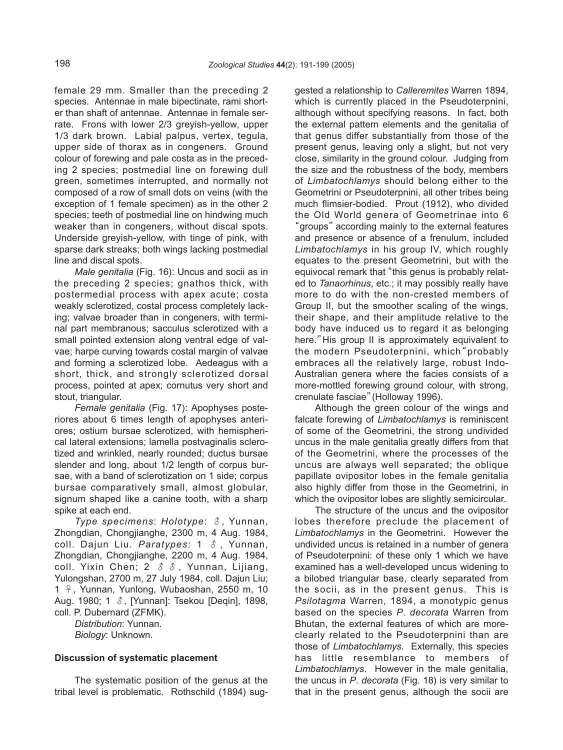female 29 mm. Smaller than the preceding 2 species. Antennae in male bipectinate, rami shorter than shaft of antennae. Antennae in female serrate. Frons with lower 2/3 greyish-yellow, upper 1/3 dark brown. Labial palpus, vertex, tegula, upper side of thorax as in congeners. Ground colour of forewing and pale costa as in the preceding 2 species; postmedial line on forewing dull green, sometimes interrupted, and normally not composed of a row of small dots on veins (with the exception of 1 female specimen) as in the other 2 species; teeth of postmedial line on hindwing much weaker than in congeners, without discal spots. Underside greyish-yellow, with tinge of pink, with sparse dark streaks; both wings lacking postmedial line and discal spots.

*Male genitalia* (Fig. 16): Uncus and socii as in the preceding 2 species; gnathos thick, with postermedial process with apex acute; costa weakly sclerotized, costal process completely lacking; valvae broader than in congeners, with terminal part membranous; sacculus sclerotized with a small pointed extension along ventral edge of valvae; harpe curving towards costal margin of valvae and forming a sclerotized lobe. Aedeagus with a short, thick, and strongly sclerotized dorsal process, pointed at apex; cornutus very short and stout, triangular.

*Female genitalia* (Fig. 17): Apophyses posteriores about 6 times length of apophyses anteriores; ostium bursae sclerotized, with hemispherical lateral extensions; lamella postvaginalis sclerotized and wrinkled, nearly rounded; ductus bursae slender and long, about 1/2 length of corpus bursae, with a band of sclerotization on 1 side; corpus bursae comparatively small, almost globular, signum shaped like a canine tooth, with a sharp spike at each end.

*Type specimens*: *Holotype*: ♂, Yunnan, Zhongdian, Chongjianghe, 2300 m, 4 Aug. 1984, coll. Dajun Liu. *Paratypes*: 1 ♂, Yunnan, Zhongdian, Chongjianghe, 2200 m, 4 Aug. 1984, coll. Yixin Chen; 2 ♂♂, Yunnan, Lijiang, Yulongshan, 2700 m, 27 July 1984, coll. Dajun Liu; 1 ♀, Yunnan, Yunlong, Wubaoshan, 2550 m, 10 Aug. 1980; 1 ♂, [Yunnan]: Tsekou [Deqin], 1898, coll. P. Dubernard (ZFMK).

*Distribution*: Yunnan.

*Biology*: Unknown.

## Discussion of systematic placement

The systematic position of the genus at the tribal level is problematic. Rothschild (1894) suggested a relationship to *Calleremites* Warren 1894, which is currently placed in the Pseudoterpnini, although without specifying reasons. In fact, both the external pattern elements and the genitalia of that genus differ substantially from those of the present genus, leaving only a slight, but not very close, similarity in the ground colour. Judging from the size and the robustness of the body, members of *Limbatochlamys* should belong either to the Geometrini or Pseudoterpnini, all other tribes being much flimsier-bodied. Prout (1912), who divided the Old World genera of Geometrinae into 6 "groups" according mainly to the external features and presence or absence of a frenulum, included *Limbatochlamys* in his group IV, which roughly equates to the present Geometrini, but with the equivocal remark that "this genus is probably related to *Tanaorhinus*, etc.; it may possibly really have more to do with the non-crested members of Group II, but the smoother scaling of the wings, their shape, and their amplitude relative to the body have induced us to regard it as belonging here." His group II is approximately equivalent to the modern Pseudoterpnini, which "probably embraces all the relatively large, robust Indo-Australian genera where the facies consists of a more-mottled forewing ground colour, with strong, crenulate fasciae" (Holloway 1996).

Although the green colour of the wings and falcate forewing of *Limbatochlamys* is reminiscent of some of the Geometrini, the strong undivided uncus in the male genitalia greatly differs from that of the Geometrini, where the processes of the uncus are always well separated; the oblique papillate ovipositor lobes in the female genitalia also highly differ from those in the Geometrini, in which the ovipositor lobes are slightly semicircular.

The structure of the uncus and the ovipositor lobes therefore preclude the placement of *Limbatochlamys* in the Geometrini. However the undivided uncus is retained in a number of genera of Pseudoterpnini: of these only 1 which we have examined has a well-developed uncus widening to a bilobed triangular base, clearly separated from the socii, as in the present genus. This is *Psilotagma* Warren, 1894, a monotypic genus based on the species *P. decorata* Warren from Bhutan, the external features of which are more-clearly related to the Pseudoterpnini than are those of *Limbatochlamys*. Externally, this species has little resemblance to members of *Limbatochlamys*. However in the male genitalia, the uncus in *P. decorata* (Fig. 18) is very similar to that in the present genus, although the socii are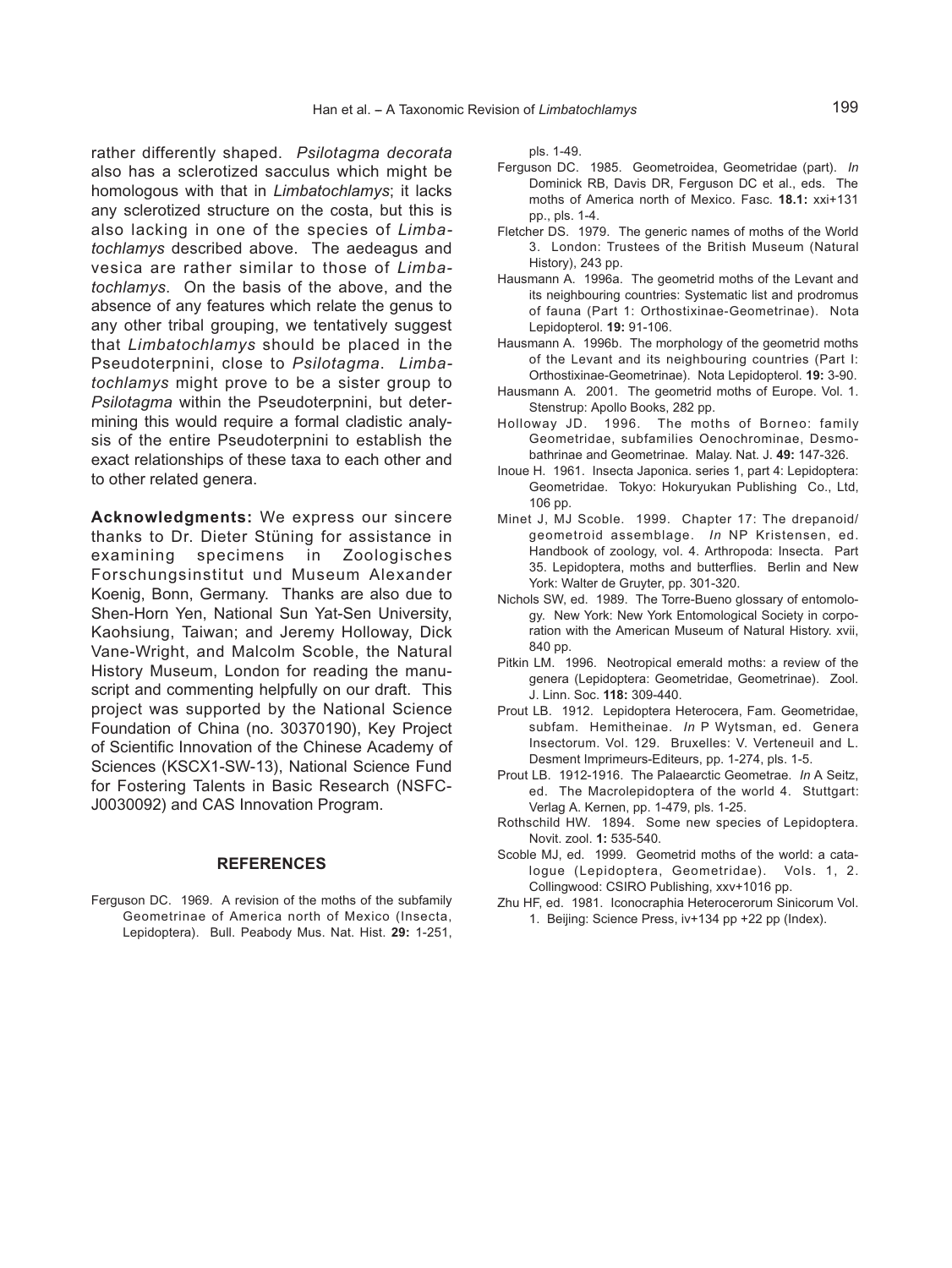rather differently shaped. *Psilotagma decorata* also has a sclerotized sacculus which might be homologous with that in *Limbatochlamys*; it lacks any sclerotized structure on the costa, but this is also lacking in one of the species of *Limbatochlamys* described above. The aedeagus and vesica are rather similar to those of *Limbatochlamys*. On the basis of the above, and the absence of any features which relate the genus to any other tribal grouping, we tentatively suggest that *Limbatochlamys* should be placed in the Pseudoterpnini, close to *Psilotagma*. *Limbatochlamys* might prove to be a sister group to *Psilotagma* within the Pseudoterpnini, but determining this would require a formal cladistic analysis of the entire Pseudoterpnini to establish the exact relationships of these taxa to each other and to other related genera.

**Acknowledgments:** We express our sincere thanks to Dr. Dieter Stüning for assistance in examining specimens in Zoologisches Forschungsinstitut und Museum Alexander Koenig, Bonn, Germany. Thanks are also due to Shen-Horn Yen, National Sun Yat-Sen University, Kaohsiung, Taiwan; and Jeremy Holloway, Dick Vane-Wright, and Malcolm Scoble, the Natural History Museum, London for reading the manuscript and commenting helpfully on our draft. This project was supported by the National Science Foundation of China (no. 30370190), Key Project of Scientific Innovation of the Chinese Academy of Sciences (KSCX1-SW-13), National Science Fund for Fostering Talents in Basic Research (NSFC-J0030092) and CAS Innovation Program.

## REFERENCES

Ferguson DC. 1969. A revision of the moths of the subfamily Geometrinae of America north of Mexico (Insecta, Lepidoptera). Bull. Peabody Mus. Nat. Hist. **29:** 1-251, pls. 1-49.

Ferguson DC. 1985. Geometroidea, Geometridae (part). *In* Dominick RB, Davis DR, Ferguson DC et al., eds. The moths of America north of Mexico. Fasc. **18.1:** xxi+131 pp., pls. 1-4.

Fletcher DS. 1979. The generic names of moths of the World 3. London: Trustees of the British Museum (Natural History), 243 pp.

Hausmann A. 1996a. The geometrid moths of the Levant and its neighbouring countries: Systematic list and prodromus of fauna (Part 1: Orthostixinae-Geometrinae). Nota Lepidopterol. **19:** 91-106.

Hausmann A. 1996b. The morphology of the geometrid moths of the Levant and its neighbouring countries (Part I: Orthostixinae-Geometrinae). Nota Lepidopterol. **19:** 3-90.

Hausmann A. 2001. The geometrid moths of Europe. Vol. 1. Stenstrup: Apollo Books, 282 pp.

Holloway JD. 1996. The moths of Borneo: family Geometridae, subfamilies Oenochrominae, Desmobathrinae and Geometrinae. Malay. Nat. J. **49:** 147-326.

Inoue H. 1961. Insecta Japonica. series 1, part 4: Lepidoptera: Geometridae. Tokyo: Hokuryukan Publishing Co., Ltd, 106 pp.

Minet J, MJ Scoble. 1999. Chapter 17: The drepanoid/geometroid assemblage. *In* NP Kristensen, ed. Handbook of zoology, vol. 4. Arthropoda: Insecta. Part 35. Lepidoptera, moths and butterflies. Berlin and New York: Walter de Gruyter, pp. 301-320.

Nichols SW, ed. 1989. The Torre-Bueno glossary of entomology. New York: New York Entomological Society in corporation with the American Museum of Natural History. xvii, 840 pp.

Pitkin LM. 1996. Neotropical emerald moths: a review of the genera (Lepidoptera: Geometridae, Geometrinae). Zool. J. Linn. Soc. **118:** 309-440.

Prout LB. 1912. Lepidoptera Heterocera, Fam. Geometridae, subfam. Hemitheinae. *In* P Wytsman, ed. Genera Insectorum. Vol. 129. Bruxelles: V. Verteneuil and L. Desment Imprimeurs-Editeurs, pp. 1-274, pls. 1-5.

Prout LB. 1912-1916. The Palaearctic Geometrae. *In* A Seitz, ed. The Macrolepidoptera of the world 4. Stuttgart: Verlag A. Kernen, pp. 1-479, pls. 1-25.

Rothschild HW. 1894. Some new species of Lepidoptera. Novit. zool. **1:** 535-540.

Scoble MJ, ed. 1999. Geometrid moths of the world: a catalogue (Lepidoptera, Geometridae). Vols. 1, 2. Collingwood: CSIRO Publishing, xxv+1016 pp.

Zhu HF, ed. 1981. Iconocraphia Heterocerorum Sinicorum Vol. 1. Beijing: Science Press, iv+134 pp +22 pp (Index).